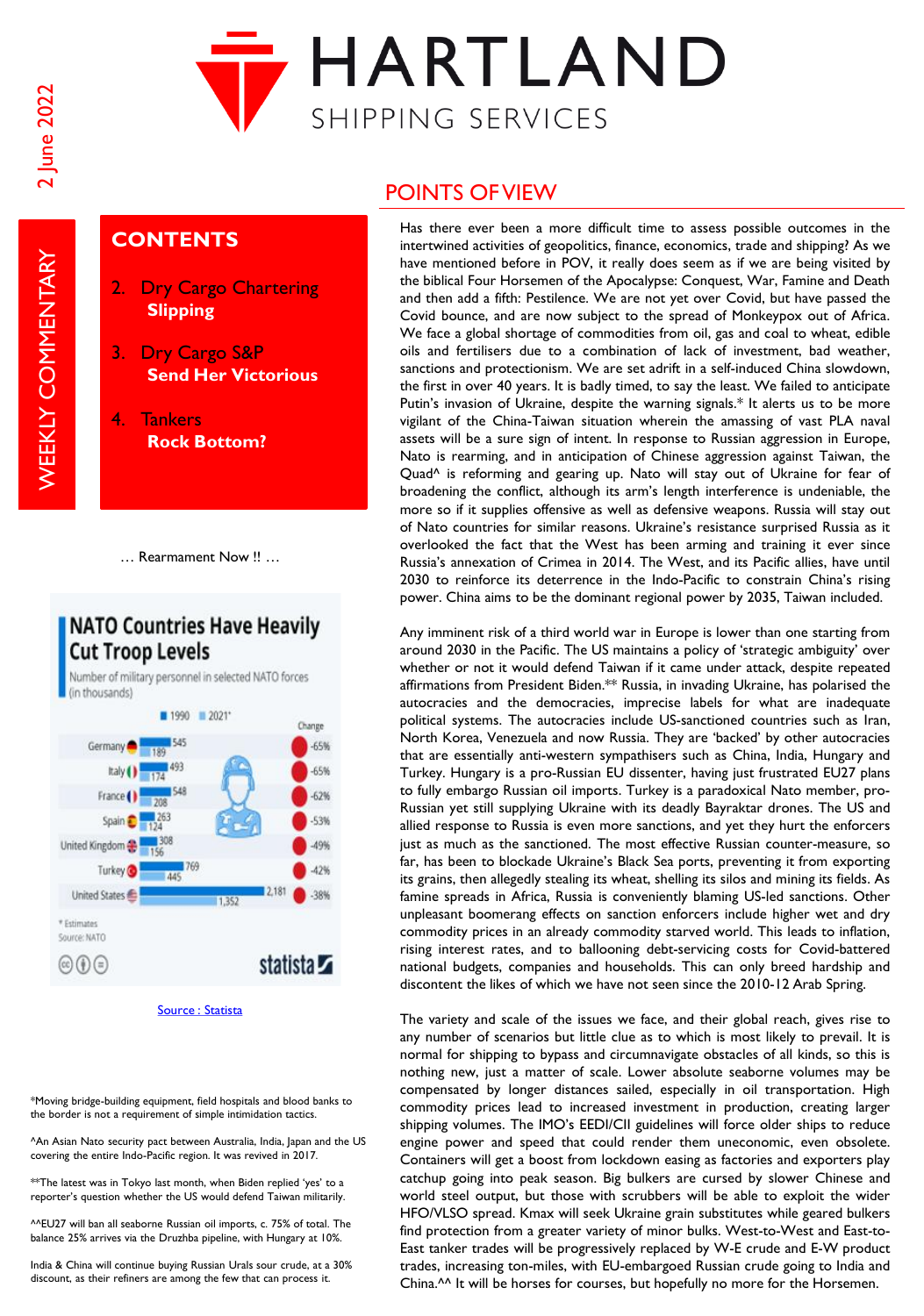# HARTLAND
SHIPPING SERVICES

2 June 2022

WEEKLY COMMENTARY

## CONTENTS

2. Dry Cargo Chartering
   **Slipping**
3. Dry Cargo S&P
   **Send Her Victorious**
4. Tankers
   **Rock Bottom?**

… Rearmament Now !! …

**NATO Countries Have Heavily Cut Troop Levels**

Number of military personnel in selected NATO forces (in thousands)

| Country | 1990 | 2021* | Change |
|---|---|---|---|
| Germany | 545 | 189 | -65% |
| Italy | 493 | 174 | -65% |
| France | 548 | 208 | -62% |
| Spain | 263 | 124 | -53% |
| United Kingdom | 308 | 156 | -49% |
| Turkey | 769 | 445 | -42% |
| United States | 2,181 | 1,352 | -38% |

\* Estimates
Source: NATO

statista

Source : Statista

## POINTS OF VIEW

Has there ever been a more difficult time to assess possible outcomes in the intertwined activities of geopolitics, finance, economics, trade and shipping? As we have mentioned before in POV, it really does seem as if we are being visited by the biblical Four Horsemen of the Apocalypse: Conquest, War, Famine and Death and then add a fifth: Pestilence. We are not yet over Covid, but have passed the Covid bounce, and are now subject to the spread of Monkeypox out of Africa. We face a global shortage of commodities from oil, gas and coal to wheat, edible oils and fertilisers due to a combination of lack of investment, bad weather, sanctions and protectionism. We are set adrift in a self-induced China slowdown, the first in over 40 years. It is badly timed, to say the least. We failed to anticipate Putin's invasion of Ukraine, despite the warning signals.* It alerts us to be more vigilant of the China-Taiwan situation wherein the amassing of vast PLA naval assets will be a sure sign of intent. In response to Russian aggression in Europe, Nato is rearming, and in anticipation of Chinese aggression against Taiwan, the Quad^ is reforming and gearing up. Nato will stay out of Ukraine for fear of broadening the conflict, although its arm's length interference is undeniable, the more so if it supplies offensive as well as defensive weapons. Russia will stay out of Nato countries for similar reasons. Ukraine's resistance surprised Russia as it overlooked the fact that the West has been arming and training it ever since Russia's annexation of Crimea in 2014. The West, and its Pacific allies, have until 2030 to reinforce its deterrence in the Indo-Pacific to constrain China's rising power. China aims to be the dominant regional power by 2035, Taiwan included.

Any imminent risk of a third world war in Europe is lower than one starting from around 2030 in the Pacific. The US maintains a policy of 'strategic ambiguity' over whether or not it would defend Taiwan if it came under attack, despite repeated affirmations from President Biden.** Russia, in invading Ukraine, has polarised the autocracies and the democracies, imprecise labels for what are inadequate political systems. The autocracies include US-sanctioned countries such as Iran, North Korea, Venezuela and now Russia. They are 'backed' by other autocracies that are essentially anti-western sympathisers such as China, India, Hungary and Turkey. Hungary is a pro-Russian EU dissenter, having just frustrated EU27 plans to fully embargo Russian oil imports. Turkey is a paradoxical Nato member, pro-Russian yet still supplying Ukraine with its deadly Bayraktar drones. The US and allied response to Russia is even more sanctions, and yet they hurt the enforcers just as much as the sanctioned. The most effective Russian counter-measure, so far, has been to blockade Ukraine's Black Sea ports, preventing it from exporting its grains, then allegedly stealing its wheat, shelling its silos and mining its fields. As famine spreads in Africa, Russia is conveniently blaming US-led sanctions. Other unpleasant boomerang effects on sanction enforcers include higher wet and dry commodity prices in an already commodity starved world. This leads to inflation, rising interest rates, and to ballooning debt-servicing costs for Covid-battered national budgets, companies and households. This can only breed hardship and discontent the likes of which we have not seen since the 2010-12 Arab Spring.

The variety and scale of the issues we face, and their global reach, gives rise to any number of scenarios but little clue as to which is most likely to prevail. It is normal for shipping to bypass and circumnavigate obstacles of all kinds, so this is nothing new, just a matter of scale. Lower absolute seaborne volumes may be compensated by longer distances sailed, especially in oil transportation. High commodity prices lead to increased investment in production, creating larger shipping volumes. The IMO's EEDI/CII guidelines will force older ships to reduce engine power and speed that could render them uneconomic, even obsolete. Containers will get a boost from lockdown easing as factories and exporters play catchup going into peak season. Big bulkers are cursed by slower Chinese and world steel output, but those with scrubbers will be able to exploit the wider HFO/VLSO spread. Kmax will seek Ukraine grain substitutes while geared bulkers find protection from a greater variety of minor bulks. West-to-West and East-to-East tanker trades will be progressively replaced by W-E crude and E-W product trades, increasing ton-miles, with EU-embargoed Russian crude going to India and China.^^ It will be horses for courses, but hopefully no more for the Horsemen.

*Moving bridge-building equipment, field hospitals and blood banks to the border is not a requirement of simple intimidation tactics.

^An Asian Nato security pact between Australia, India, Japan and the US covering the entire Indo-Pacific region. It was revived in 2017.

**The latest was in Tokyo last month, when Biden replied 'yes' to a reporter's question whether the US would defend Taiwan militarily.

^^EU27 will ban all seaborne Russian oil imports, c. 75% of total. The balance 25% arrives via the Druzhba pipeline, with Hungary at 10%.

India & China will continue buying Russian Urals sour crude, at a 30% discount, as their refiners are among the few that can process it.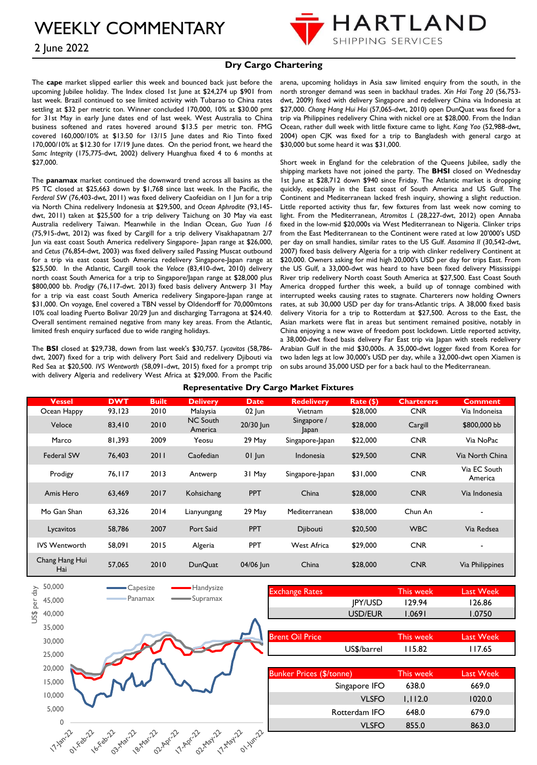# WEEKLY COMMENTARY

2 June 2022

## Dry Cargo Chartering

The **cape** market slipped earlier this week and bounced back just before the upcoming Jubilee holiday. The Index closed 1st June at $24,274 up $901 from last week. Brazil continued to see limited activity with Tubarao to China rates settling at $32 per metric ton. Winner concluded 170,000, 10% at $30.00 pmt for 31st May in early June dates end of last week. West Australia to China business softened and rates hovered around $13.5 per metric ton. FMG covered 160,000/10% at $13.50 for 13/15 June dates and Rio Tinto fixed 170,000/10% at $12.30 for 17/19 June dates. On the period front, we heard the *Samc Integrity* (175,775-dwt, 2002) delivery Huanghua fixed 4 to 6 months at $27,000.

The **panamax** market continued the downward trend across all basins as the P5 TC closed at $25,663 down by $1,768 since last week. In the Pacific, the *Federal SW* (76,403-dwt, 2011) was fixed delivery Caofeidian on 1 Jun for a trip via North China redelivery Indonesia at $29,500, and *Ocean Aphrodite* (93,145-dwt, 2011) taken at $25,500 for a trip delivery Taichung on 30 May via east Australia redelivery Taiwan. Meanwhile in the Indian Ocean, *Guo Yuan 16* (75,915-dwt, 2012) was fixed by Cargill for a trip delivery Visakhapatnam 2/7 Jun via east coast South America redelivery Singapore- Japan range at $26,000, and *Cetus* (76,854-dwt, 2003) was fixed delivery sailed Passing Muscat outbound for a trip via east coast South America redelivery Singapore-Japan range at $25,500. In the Atlantic, Cargill took the *Veloce* (83,410-dwt, 2010) delivery north coast South America for a trip to Singapore/Japan range at $28,000 plus $800,000 bb. *Prodigy* (76,117-dwt. 2013) fixed basis delivery Antwerp 31 May for a trip via east coast South America redelivery Singapore-Japan range at $31,000. On voyage, Enel covered a TBN vessel by Oldendorff for 70,000mtons 10% coal loading Puerto Bolivar 20/29 Jun and discharging Tarragona at $24.40. Overall sentiment remained negative from many key areas. From the Atlantic, limited fresh enquiry surfaced due to wide ranging holidays.

The **BSI** closed at $29,738, down from last week's $30,757. *Lycavitos* (58,786-dwt, 2007) fixed for a trip with delivery Port Said and redelivery Djibouti via Red Sea at $20,500. *IVS Wentworth* (58,091-dwt, 2015) fixed for a prompt trip with delivery Algeria and redelivery West Africa at $29,000. From the Pacific arena, upcoming holidays in Asia saw limited enquiry from the south, in the north stronger demand was seen in backhaul trades. *Xin Hai Tong 20* (56,753-dwt, 2009) fixed with delivery Singapore and redelivery China via Indonesia at $27,000. *Chang Hang Hui Hai* (57,065-dwt, 2010) open DunQuat was fixed for a trip via Philippines redelivery China with nickel ore at $28,000. From the Indian Ocean, rather dull week with little fixture came to light. *Kang Yao* (52,988-dwt, 2004) open CJK was fixed for a trip to Bangladesh with general cargo at $30,000 but some heard it was $31,000.

Short week in England for the celebration of the Queens Jubilee, sadly the shipping markets have not joined the party. The **BHSI** closed on Wednesday 1st June at $28,712 down $940 since Friday. The Atlantic market is dropping quickly, especially in the East coast of South America and US Gulf. The Continent and Mediterranean lacked fresh inquiry, showing a slight reduction. Little reported activity thus far, few fixtures from last week now coming to light. From the Mediterranean, *Atromitos L* (28,227-dwt, 2012) open Annaba fixed in the low-mid $20,000s via West Mediterranean to Nigeria. Clinker trips from the East Mediterranean to the Continent were rated at low 20'000's USD per day on small handies, similar rates to the US Gulf. *Assamina II* (30,542-dwt, 2007) fixed basis delivery Algeria for a trip with clinker redelivery Continent at $20,000. Owners asking for mid high 20,000's USD per day for trips East. From the US Gulf, a 33,000-dwt was heard to have been fixed delivery Mississippi River trip redelivery North coast South America at $27,500. East Coast South America dropped further this week, a build up of tonnage combined with interrupted weeks causing rates to stagnate. Charterers now holding Owners rates, at sub 30,000 USD per day for trans-Atlantic trips. A 38,000 fixed basis delivery Vitoria for a trip to Rotterdam at $27,500. Across to the East, the Asian markets were flat in areas but sentiment remained positive, notably in China enjoying a new wave of freedom post lockdown. Little reported activity, a 38,000-dwt fixed basis delivery Far East trip via Japan with steels redelivery Arabian Gulf in the mid $30,000s. A 35,000-dwt logger fixed from Korea for two laden legs at low 30,000's USD per day, while a 32,000-dwt open Xiamen is on subs around 35,000 USD per for a back haul to the Mediterranean.

### Representative Dry Cargo Market Fixtures

| Vessel | DWT | Built | Delivery | Date | Redelivery | Rate ($) | Charterers | Comment |
|---|---|---|---|---|---|---|---|---|
| Ocean Happy | 93,123 | 2010 | Malaysia | 02 Jun | Vietnam | $28,000 | CNR | Via Indoneisa |
| Veloce | 83,410 | 2010 | NC South America | 20/30 Jun | Singapore / Japan | $28,000 | Cargill | $800,000 bb |
| Marco | 81,393 | 2009 | Yeosu | 29 May | Singapore-Japan | $22,000 | CNR | Via NoPac |
| Federal SW | 76,403 | 2011 | Caofedian | 01 Jun | Indonesia | $29,500 | CNR | Via North China |
| Prodigy | 76,117 | 2013 | Antwerp | 31 May | Singapore-Japan | $31,000 | CNR | Via EC South America |
| Amis Hero | 63,469 | 2017 | Kohsichang | PPT | China | $28,000 | CNR | Via Indonesia |
| Mo Gan Shan | 63,326 | 2014 | Lianyungang | 29 May | Mediterranean | $38,000 | Chun An | - |
| Lycavitos | 58,786 | 2007 | Port Said | PPT | Djibouti | $20,500 | WBC | Via Redsea |
| IVS Wentworth | 58,091 | 2015 | Algeria | PPT | West Africa | $29,000 | CNR | - |
| Chang Hang Hui Hai | 57,065 | 2010 | DunQuat | 04/06 Jun | China | $28,000 | CNR | Via Philippines |

| Exchange Rates | | This week | Last Week |
|---|---|---|---|
| | JPY/USD | 129.94 | 126.86 |
| | USD/EUR | 1.0691 | 1.0750 |

| Brent Oil Price | | This week | Last Week |
|---|---|---|---|
| | US$/barrel | 115.82 | 117.65 |

| Bunker Prices ($/tonne) | | This week | Last Week |
|---|---|---|---|
| | Singapore IFO | 638.0 | 669.0 |
| | VLSFO | 1,112.0 | 1020.0 |
| | Rotterdam IFO | 648.0 | 679.0 |
| | VLSFO | 855.0 | 863.0 |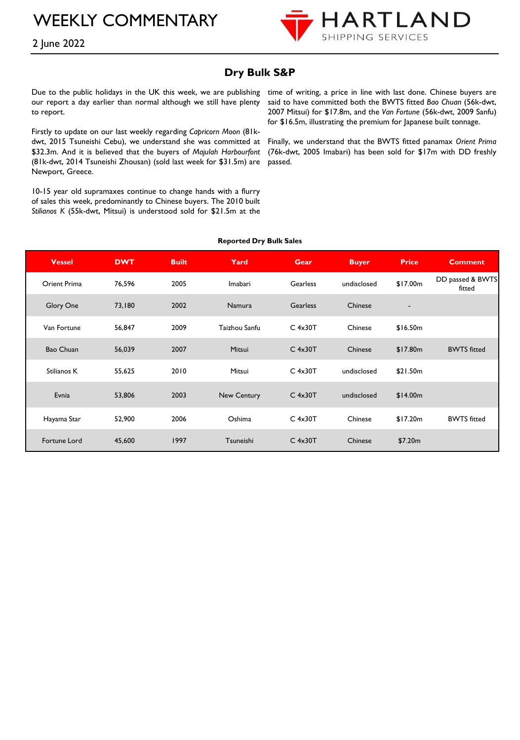# WEEKLY COMMENTARY

2 June 2022

## Dry Bulk S&P

Due to the public holidays in the UK this week, we are publishing our report a day earlier than normal although we still have plenty to report.

Firstly to update on our last weekly regarding *Capricorn Moon* (81k-dwt, 2015 Tsuneishi Cebu), we understand she was committed at $32.3m. And it is believed that the buyers of *Majulah Harbourfont* (81k-dwt, 2014 Tsuneishi Zhousan) (sold last week for $31.5m) are Newport, Greece.

10-15 year old supramaxes continue to change hands with a flurry of sales this week, predominantly to Chinese buyers. The 2010 built *Stilianos K* (55k-dwt, Mitsui) is understood sold for $21.5m at the time of writing, a price in line with last done. Chinese buyers are said to have committed both the BWTS fitted *Bao Chuan* (56k-dwt, 2007 Mitsui) for $17.8m, and the *Van Fortune* (56k-dwt, 2009 Sanfu) for $16.5m, illustrating the premium for Japanese built tonnage.

Finally, we understand that the BWTS fitted panamax *Orient Prima* (76k-dwt, 2005 Imabari) has been sold for $17m with DD freshly passed.

**Reported Dry Bulk Sales**

| Vessel | DWT | Built | Yard | Gear | Buyer | Price | Comment |
|---|---|---|---|---|---|---|---|
| Orient Prima | 76,596 | 2005 | Imabari | Gearless | undisclosed | $17.00m | DD passed & BWTS fitted |
| Glory One | 73,180 | 2002 | Namura | Gearless | Chinese | - | |
| Van Fortune | 56,847 | 2009 | Taizhou Sanfu | C 4x30T | Chinese | $16.50m | |
| Bao Chuan | 56,039 | 2007 | Mitsui | C 4x30T | Chinese | $17.80m | BWTS fitted |
| Stilianos K | 55,625 | 2010 | Mitsui | C 4x30T | undisclosed | $21.50m | |
| Evnia | 53,806 | 2003 | New Century | C 4x30T | undisclosed | $14.00m | |
| Hayama Star | 52,900 | 2006 | Oshima | C 4x30T | Chinese | $17.20m | BWTS fitted |
| Fortune Lord | 45,600 | 1997 | Tsuneishi | C 4x30T | Chinese | $7.20m | |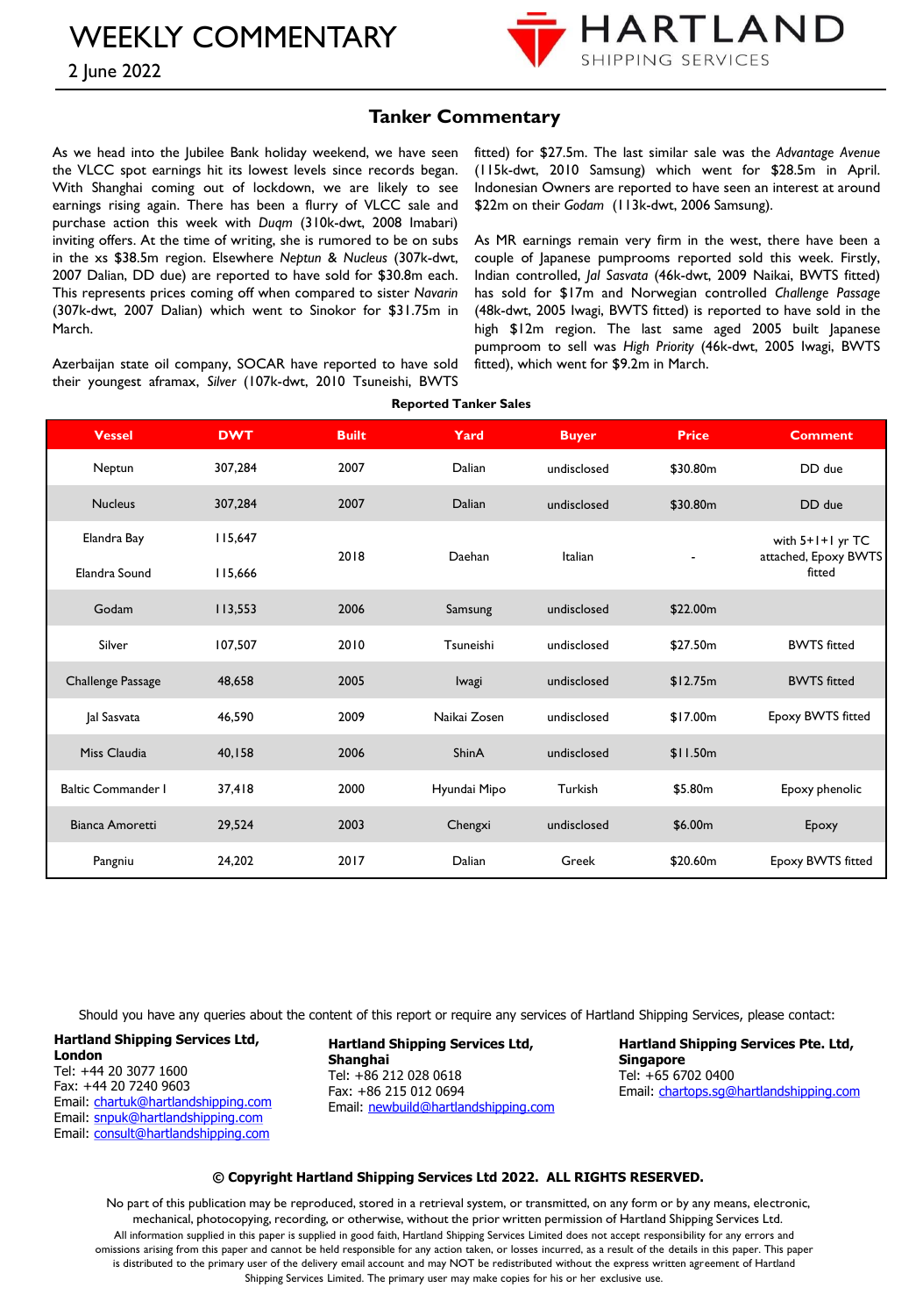# WEEKLY COMMENTARY

2 June 2022

HARTLAND
SHIPPING SERVICES

## Tanker Commentary

As we head into the Jubilee Bank holiday weekend, we have seen the VLCC spot earnings hit its lowest levels since records began. With Shanghai coming out of lockdown, we are likely to see earnings rising again. There has been a flurry of VLCC sale and purchase action this week with *Duqm* (310k-dwt, 2008 Imabari) inviting offers. At the time of writing, she is rumored to be on subs in the xs $38.5m region. Elsewhere *Neptun* & *Nucleus* (307k-dwt, 2007 Dalian, DD due) are reported to have sold for $30.8m each. This represents prices coming off when compared to sister *Navarin* (307k-dwt, 2007 Dalian) which went to Sinokor for $31.75m in March.

Azerbaijan state oil company, SOCAR have reported to have sold their youngest aframax, *Silver* (107k-dwt, 2010 Tsuneishi, BWTS fitted) for $27.5m. The last similar sale was the *Advantage Avenue* (115k-dwt, 2010 Samsung) which went for $28.5m in April. Indonesian Owners are reported to have seen an interest at around $22m on their *Godam* (113k-dwt, 2006 Samsung).

As MR earnings remain very firm in the west, there have been a couple of Japanese pumprooms reported sold this week. Firstly, Indian controlled, *Jal Sasvata* (46k-dwt, 2009 Naikai, BWTS fitted) has sold for $17m and Norwegian controlled *Challenge Passage* (48k-dwt, 2005 Iwagi, BWTS fitted) is reported to have sold in the high $12m region. The last same aged 2005 built Japanese pumproom to sell was *High Priority* (46k-dwt, 2005 Iwagi, BWTS fitted), which went for $9.2m in March.

**Reported Tanker Sales**

| Vessel | DWT | Built | Yard | Buyer | Price | Comment |
|---|---|---|---|---|---|---|
| Neptun | 307,284 | 2007 | Dalian | undisclosed | $30.80m | DD due |
| Nucleus | 307,284 | 2007 | Dalian | undisclosed | $30.80m | DD due |
| Elandra Bay | 115,647 | 2018 | Daehan | Italian | - | with 5+1+1 yr TC attached, Epoxy BWTS fitted |
| Elandra Sound | 115,666 | | | | | |
| Godam | 113,553 | 2006 | Samsung | undisclosed | $22.00m | |
| Silver | 107,507 | 2010 | Tsuneishi | undisclosed | $27.50m | BWTS fitted |
| Challenge Passage | 48,658 | 2005 | Iwagi | undisclosed | $12.75m | BWTS fitted |
| Jal Sasvata | 46,590 | 2009 | Naikai Zosen | undisclosed | $17.00m | Epoxy BWTS fitted |
| Miss Claudia | 40,158 | 2006 | ShinA | undisclosed | $11.50m | |
| Baltic Commander I | 37,418 | 2000 | Hyundai Mipo | Turkish | $5.80m | Epoxy phenolic |
| Bianca Amoretti | 29,524 | 2003 | Chengxi | undisclosed | $6.00m | Epoxy |
| Pangniu | 24,202 | 2017 | Dalian | Greek | $20.60m | Epoxy BWTS fitted |

Should you have any queries about the content of this report or require any services of Hartland Shipping Services, please contact:

**Hartland Shipping Services Ltd, London**
Tel: +44 20 3077 1600
Fax: +44 20 7240 9603
Email: chartuk@hartlandshipping.com
Email: snpuk@hartlandshipping.com
Email: consult@hartlandshipping.com

**Hartland Shipping Services Ltd, Shanghai**
Tel: +86 212 028 0618
Fax: +86 215 012 0694
Email: newbuild@hartlandshipping.com

**Hartland Shipping Services Pte. Ltd, Singapore**
Tel: +65 6702 0400
Email: chartops.sg@hartlandshipping.com

**© Copyright Hartland Shipping Services Ltd 2022. ALL RIGHTS RESERVED.**

No part of this publication may be reproduced, stored in a retrieval system, or transmitted, on any form or by any means, electronic, mechanical, photocopying, recording, or otherwise, without the prior written permission of Hartland Shipping Services Ltd.
All information supplied in this paper is supplied in good faith, Hartland Shipping Services Limited does not accept responsibility for any errors and omissions arising from this paper and cannot be held responsible for any action taken, or losses incurred, as a result of the details in this paper. This paper is distributed to the primary user of the delivery email account and may NOT be redistributed without the express written agreement of Hartland Shipping Services Limited. The primary user may make copies for his or her exclusive use.